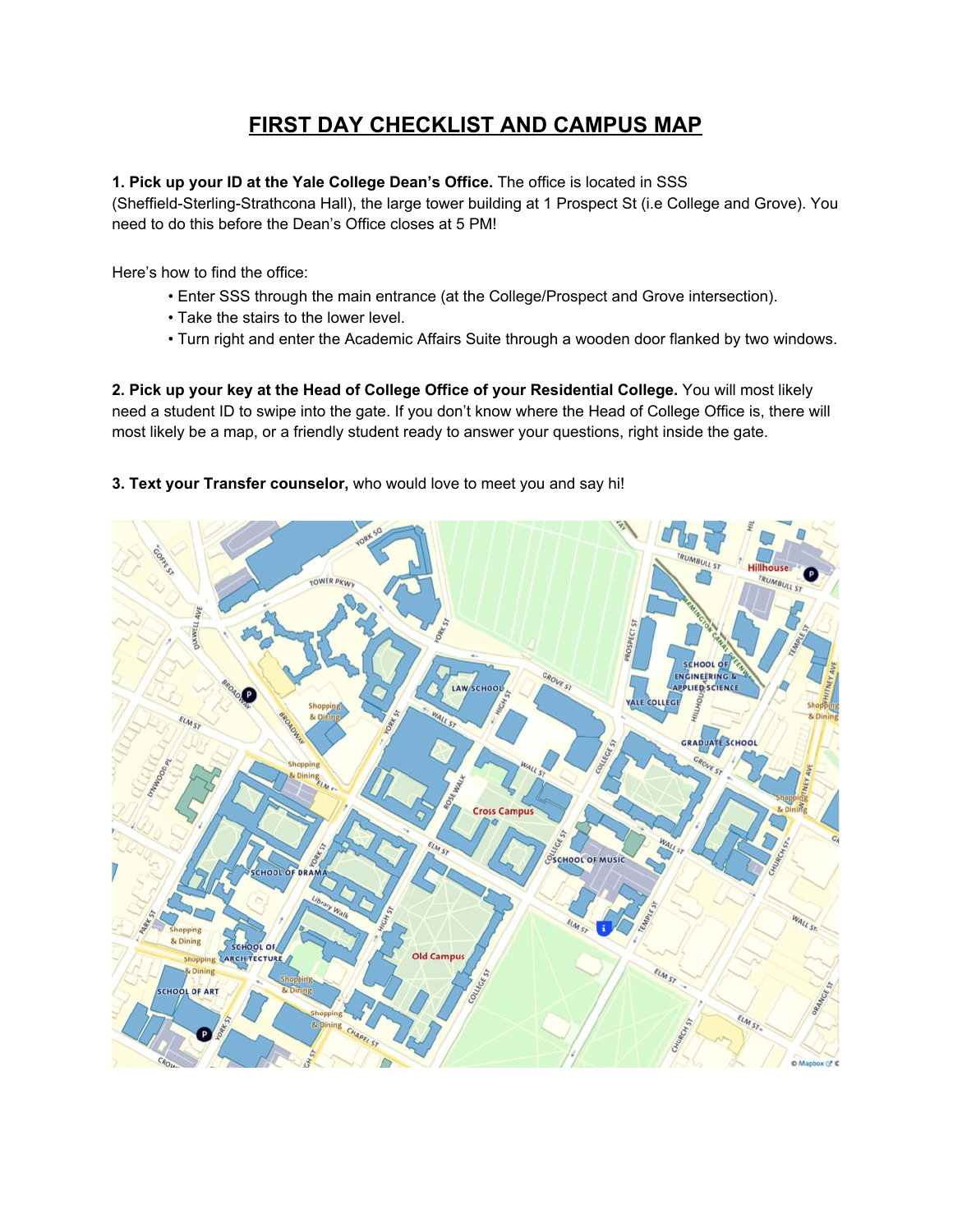# FIRST DAY CHECKLIST AND CAMPUS MAP

**1. Pick up your ID at the Yale College Dean's Office.** The office is located in SSS (Sheffield-Sterling-Strathcona Hall), the large tower building at 1 Prospect St (i.e College and Grove). You need to do this before the Dean's Office closes at 5 PM!

Here's how to find the office:

- Enter SSS through the main entrance (at the College/Prospect and Grove intersection).
- Take the stairs to the lower level.
- Turn right and enter the Academic Affairs Suite through a wooden door flanked by two windows.

**2. Pick up your key at the Head of College Office of your Residential College.** You will most likely need a student ID to swipe into the gate. If you don't know where the Head of College Office is, there will most likely be a map, or a friendly student ready to answer your questions, right inside the gate.

**3. Text your Transfer counselor,** who would love to meet you and say hi!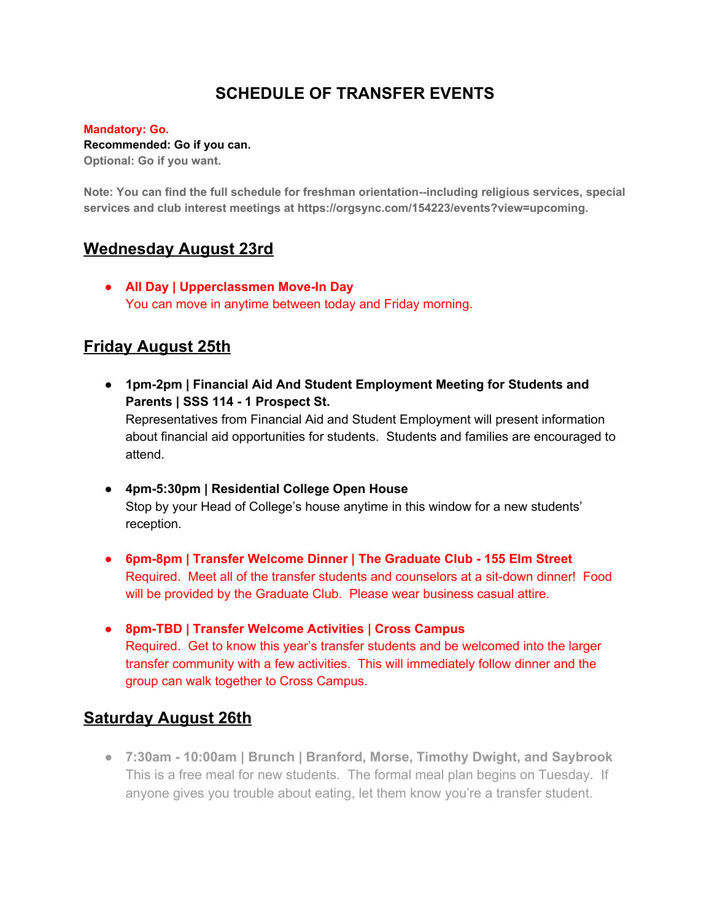# SCHEDULE OF TRANSFER EVENTS

**Mandatory: Go.**
**Recommended: Go if you can.**
**Optional: Go if you want.**

**Note: You can find the full schedule for freshman orientation--including religious services, special services and club interest meetings at https://orgsync.com/154223/events?view=upcoming.**

## Wednesday August 23rd

- **All Day | Upperclassmen Move-In Day**
  You can move in anytime between today and Friday morning.

## Friday August 25th

- **1pm-2pm | Financial Aid And Student Employment Meeting for Students and Parents | SSS 114 - 1 Prospect St.**
  Representatives from Financial Aid and Student Employment will present information about financial aid opportunities for students. Students and families are encouraged to attend.

- **4pm-5:30pm | Residential College Open House**
  Stop by your Head of College's house anytime in this window for a new students' reception.

- **6pm-8pm | Transfer Welcome Dinner | The Graduate Club - 155 Elm Street**
  Required. Meet all of the transfer students and counselors at a sit-down dinner! Food will be provided by the Graduate Club. Please wear business casual attire.

- **8pm-TBD | Transfer Welcome Activities | Cross Campus**
  Required. Get to know this year's transfer students and be welcomed into the larger transfer community with a few activities. This will immediately follow dinner and the group can walk together to Cross Campus.

## Saturday August 26th

- **7:30am - 10:00am | Brunch | Branford, Morse, Timothy Dwight, and Saybrook**
  This is a free meal for new students. The formal meal plan begins on Tuesday. If anyone gives you trouble about eating, let them know you're a transfer student.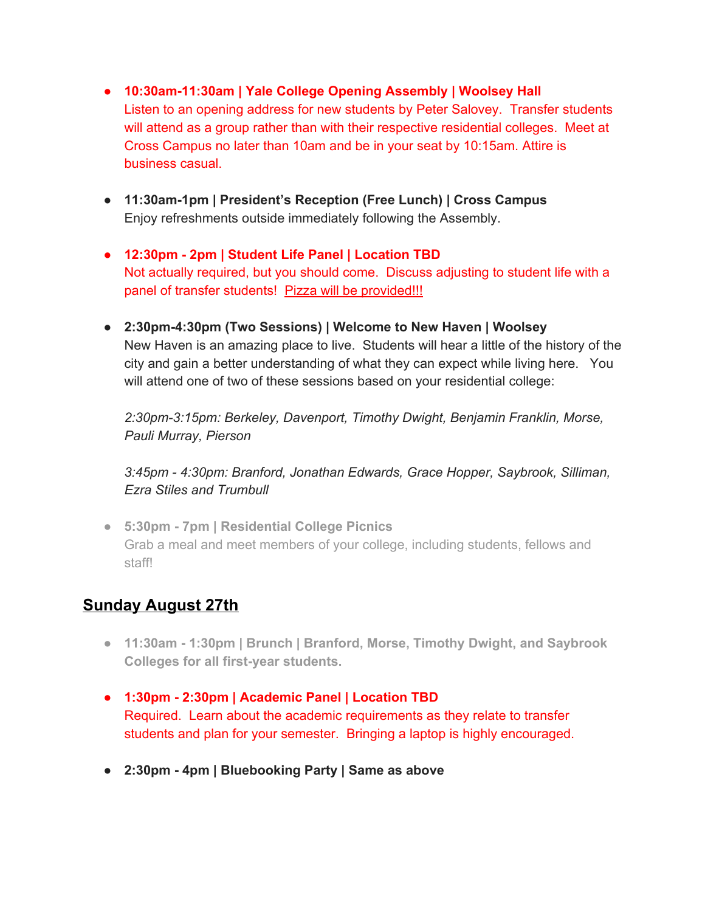- **10:30am-11:30am | Yale College Opening Assembly | Woolsey Hall**
  Listen to an opening address for new students by Peter Salovey. Transfer students will attend as a group rather than with their respective residential colleges. Meet at Cross Campus no later than 10am and be in your seat by 10:15am. Attire is business casual.

- **11:30am-1pm | President's Reception (Free Lunch) | Cross Campus**
  Enjoy refreshments outside immediately following the Assembly.

- **12:30pm - 2pm | Student Life Panel | Location TBD**
  Not actually required, but you should come. Discuss adjusting to student life with a panel of transfer students! Pizza will be provided!!!

- **2:30pm-4:30pm (Two Sessions) | Welcome to New Haven | Woolsey**
  New Haven is an amazing place to live. Students will hear a little of the history of the city and gain a better understanding of what they can expect while living here. You will attend one of two of these sessions based on your residential college:

  *2:30pm-3:15pm: Berkeley, Davenport, Timothy Dwight, Benjamin Franklin, Morse, Pauli Murray, Pierson*

  *3:45pm - 4:30pm: Branford, Jonathan Edwards, Grace Hopper, Saybrook, Silliman, Ezra Stiles and Trumbull*

- **5:30pm - 7pm | Residential College Picnics**
  Grab a meal and meet members of your college, including students, fellows and staff!

## Sunday August 27th

- **11:30am - 1:30pm | Brunch | Branford, Morse, Timothy Dwight, and Saybrook Colleges for all first-year students.**

- **1:30pm - 2:30pm | Academic Panel | Location TBD**
  Required. Learn about the academic requirements as they relate to transfer students and plan for your semester. Bringing a laptop is highly encouraged.

- **2:30pm - 4pm | Bluebooking Party | Same as above**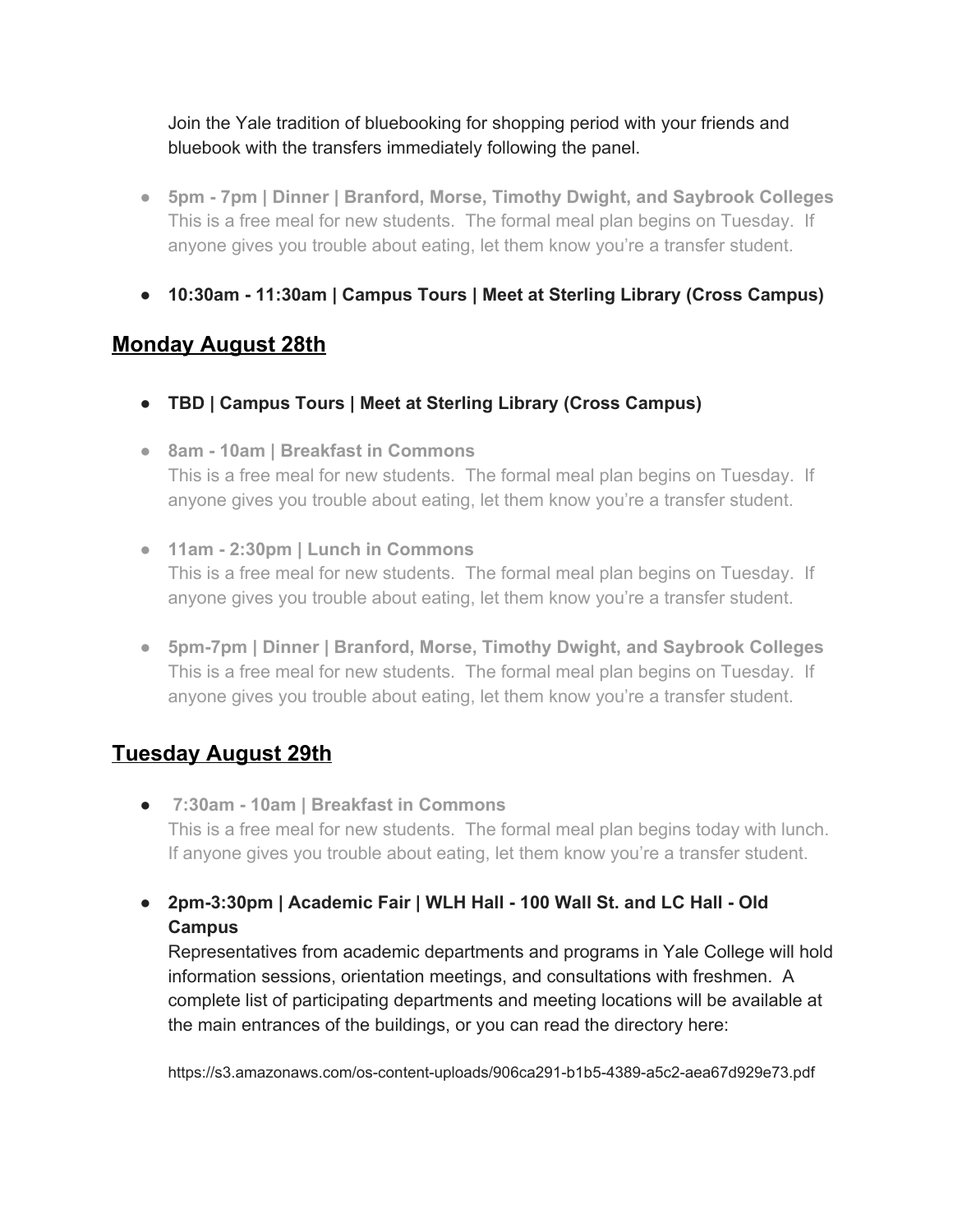Join the Yale tradition of bluebooking for shopping period with your friends and bluebook with the transfers immediately following the panel.

- **5pm - 7pm | Dinner | Branford, Morse, Timothy Dwight, and Saybrook Colleges**
  This is a free meal for new students. The formal meal plan begins on Tuesday. If anyone gives you trouble about eating, let them know you're a transfer student.

- **10:30am - 11:30am | Campus Tours | Meet at Sterling Library (Cross Campus)**

## Monday August 28th

- **TBD | Campus Tours | Meet at Sterling Library (Cross Campus)**

- **8am - 10am | Breakfast in Commons**
  This is a free meal for new students. The formal meal plan begins on Tuesday. If anyone gives you trouble about eating, let them know you're a transfer student.

- **11am - 2:30pm | Lunch in Commons**
  This is a free meal for new students. The formal meal plan begins on Tuesday. If anyone gives you trouble about eating, let them know you're a transfer student.

- **5pm-7pm | Dinner | Branford, Morse, Timothy Dwight, and Saybrook Colleges**
  This is a free meal for new students. The formal meal plan begins on Tuesday. If anyone gives you trouble about eating, let them know you're a transfer student.

## Tuesday August 29th

- **7:30am - 10am | Breakfast in Commons**
  This is a free meal for new students. The formal meal plan begins today with lunch. If anyone gives you trouble about eating, let them know you're a transfer student.

- **2pm-3:30pm | Academic Fair | WLH Hall - 100 Wall St. and LC Hall - Old Campus**
  Representatives from academic departments and programs in Yale College will hold information sessions, orientation meetings, and consultations with freshmen. A complete list of participating departments and meeting locations will be available at the main entrances of the buildings, or you can read the directory here:

  https://s3.amazonaws.com/os-content-uploads/906ca291-b1b5-4389-a5c2-aea67d929e73.pdf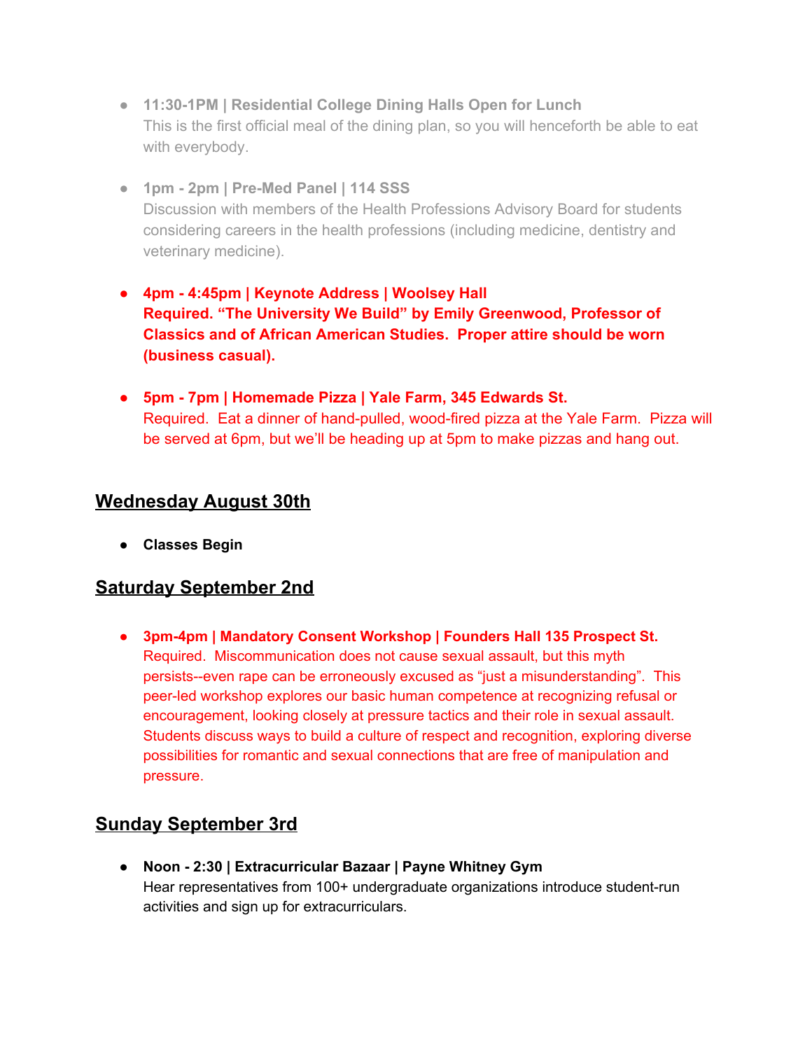- **11:30-1PM | Residential College Dining Halls Open for Lunch**
  This is the first official meal of the dining plan, so you will henceforth be able to eat with everybody.

- **1pm - 2pm | Pre-Med Panel | 114 SSS**
  Discussion with members of the Health Professions Advisory Board for students considering careers in the health professions (including medicine, dentistry and veterinary medicine).

- **4pm - 4:45pm | Keynote Address | Woolsey Hall**
  **Required. "The University We Build" by Emily Greenwood, Professor of Classics and of African American Studies. Proper attire should be worn (business casual).**

- **5pm - 7pm | Homemade Pizza | Yale Farm, 345 Edwards St.**
  Required. Eat a dinner of hand-pulled, wood-fired pizza at the Yale Farm. Pizza will be served at 6pm, but we'll be heading up at 5pm to make pizzas and hang out.

## Wednesday August 30th

- **Classes Begin**

## Saturday September 2nd

- **3pm-4pm | Mandatory Consent Workshop | Founders Hall 135 Prospect St.**
  Required. Miscommunication does not cause sexual assault, but this myth persists--even rape can be erroneously excused as "just a misunderstanding". This peer-led workshop explores our basic human competence at recognizing refusal or encouragement, looking closely at pressure tactics and their role in sexual assault. Students discuss ways to build a culture of respect and recognition, exploring diverse possibilities for romantic and sexual connections that are free of manipulation and pressure.

## Sunday September 3rd

- **Noon - 2:30 | Extracurricular Bazaar | Payne Whitney Gym**
  Hear representatives from 100+ undergraduate organizations introduce student-run activities and sign up for extracurriculars.